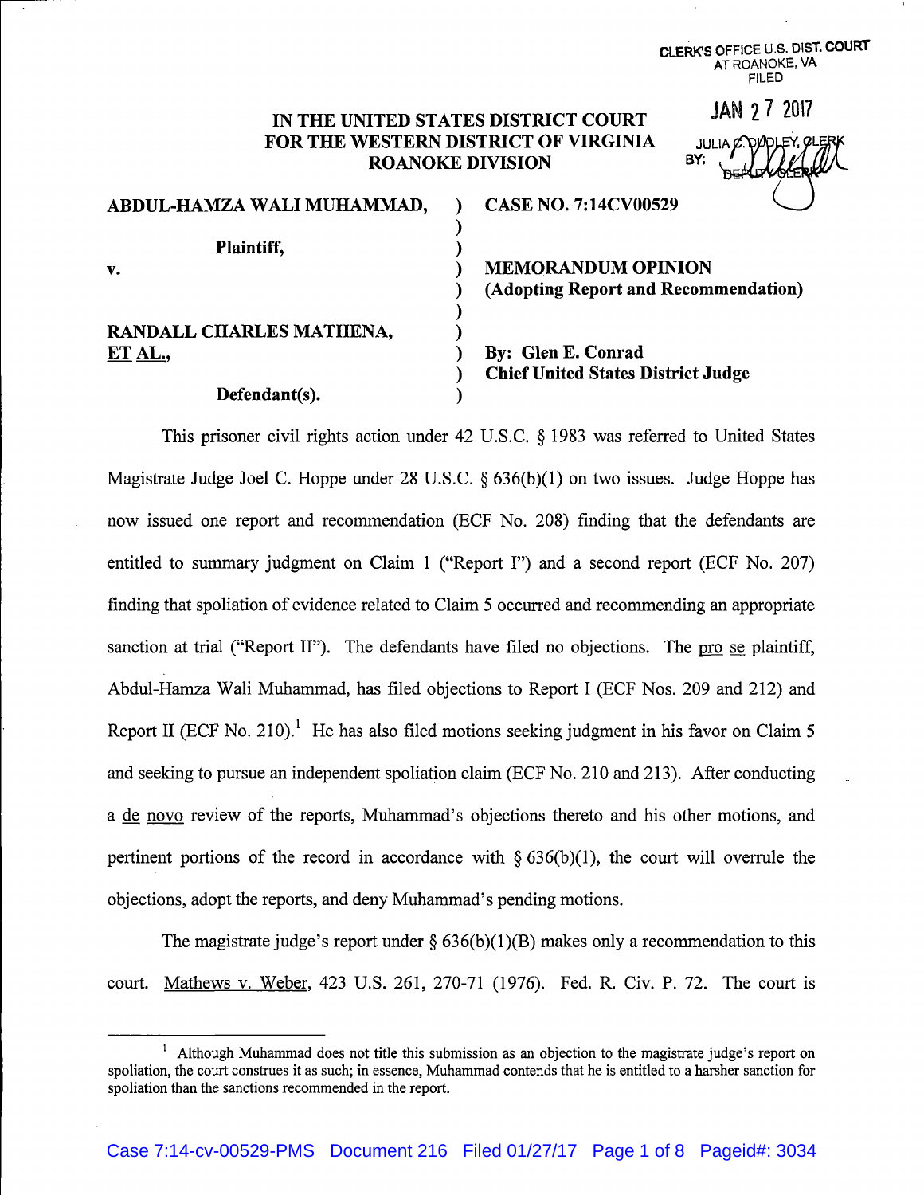CLERK'S OFFICE U.S. DIST. COURT
AT ROANOKE, VA
FILED

JAN 27 2017

JULIA C. DUDLEY, CLERK
BY: DEPUTY CLERK

**IN THE UNITED STATES DISTRICT COURT
FOR THE WESTERN DISTRICT OF VIRGINIA
ROANOKE DIVISION**

| | | |
|---|---|---|
| **ABDUL-HAMZA WALI MUHAMMAD,** | ) | **CASE NO. 7:14CV00529** |
| | ) | |
| **Plaintiff,** | ) | |
| **v.** | ) | **MEMORANDUM OPINION** |
| | ) | **(Adopting Report and Recommendation)** |
| | ) | |
| **RANDALL CHARLES MATHENA, ET AL.,** | ) | **By: Glen E. Conrad** |
| | ) | **Chief United States District Judge** |
| **Defendant(s).** | ) | |

This prisoner civil rights action under 42 U.S.C. § 1983 was referred to United States Magistrate Judge Joel C. Hoppe under 28 U.S.C. § 636(b)(1) on two issues. Judge Hoppe has now issued one report and recommendation (ECF No. 208) finding that the defendants are entitled to summary judgment on Claim 1 ("Report I") and a second report (ECF No. 207) finding that spoliation of evidence related to Claim 5 occurred and recommending an appropriate sanction at trial ("Report II"). The defendants have filed no objections. The pro se plaintiff, Abdul-Hamza Wali Muhammad, has filed objections to Report I (ECF Nos. 209 and 212) and Report II (ECF No. 210).[1] He has also filed motions seeking judgment in his favor on Claim 5 and seeking to pursue an independent spoliation claim (ECF No. 210 and 213). After conducting a de novo review of the reports, Muhammad's objections thereto and his other motions, and pertinent portions of the record in accordance with § 636(b)(1), the court will overrule the objections, adopt the reports, and deny Muhammad's pending motions.

The magistrate judge's report under § 636(b)(1)(B) makes only a recommendation to this court. Mathews v. Weber, 423 U.S. 261, 270-71 (1976). Fed. R. Civ. P. 72. The court is

---

[1] Although Muhammad does not title this submission as an objection to the magistrate judge's report on spoliation, the court construes it as such; in essence, Muhammad contends that he is entitled to a harsher sanction for spoliation than the sanctions recommended in the report.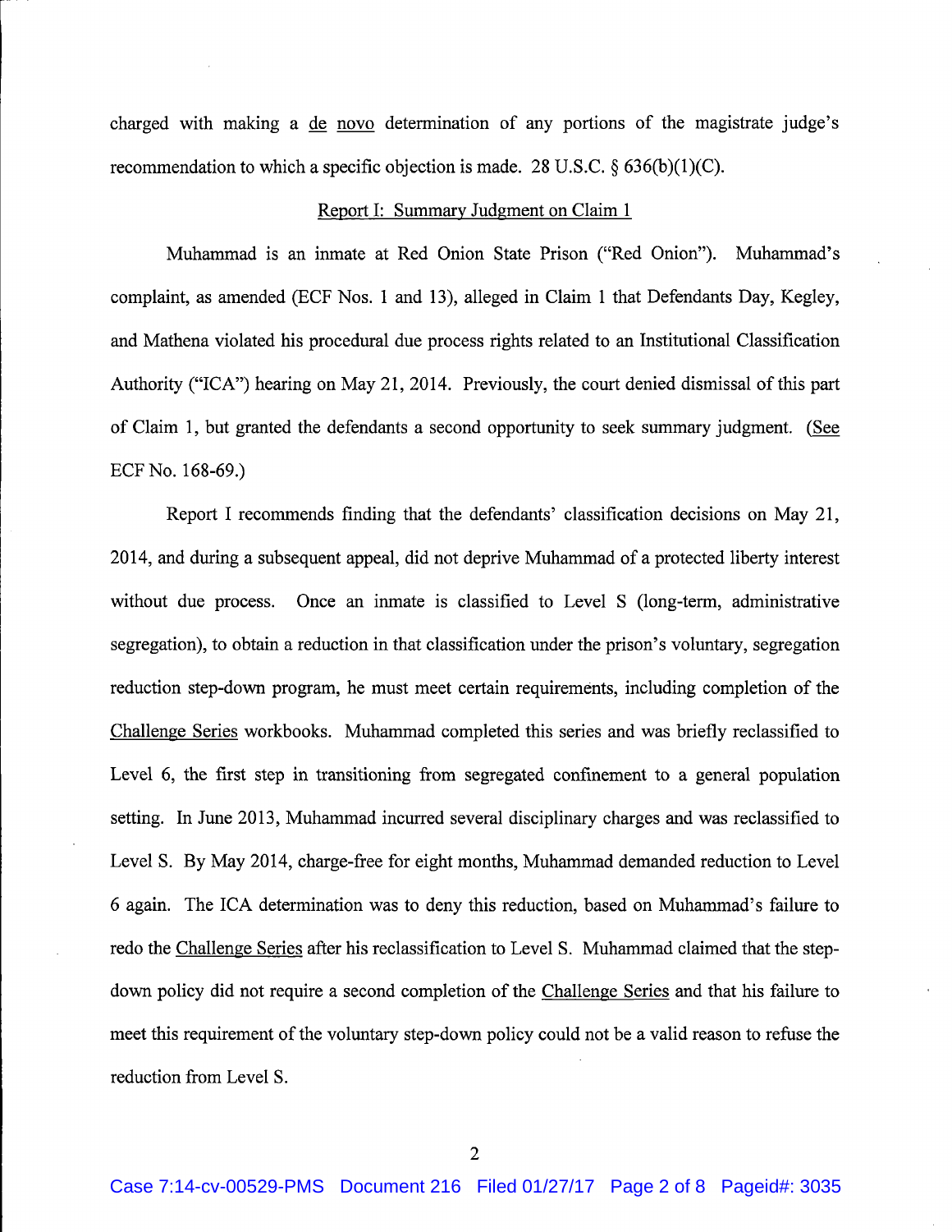charged with making a de novo determination of any portions of the magistrate judge's recommendation to which a specific objection is made. 28 U.S.C. § 636(b)(1)(C).

Report I: Summary Judgment on Claim 1

Muhammad is an inmate at Red Onion State Prison ("Red Onion"). Muhammad's complaint, as amended (ECF Nos. 1 and 13), alleged in Claim 1 that Defendants Day, Kegley, and Mathena violated his procedural due process rights related to an Institutional Classification Authority ("ICA") hearing on May 21, 2014. Previously, the court denied dismissal of this part of Claim 1, but granted the defendants a second opportunity to seek summary judgment. (See ECF No. 168-69.)

Report I recommends finding that the defendants' classification decisions on May 21, 2014, and during a subsequent appeal, did not deprive Muhammad of a protected liberty interest without due process. Once an inmate is classified to Level S (long-term, administrative segregation), to obtain a reduction in that classification under the prison's voluntary, segregation reduction step-down program, he must meet certain requirements, including completion of the Challenge Series workbooks. Muhammad completed this series and was briefly reclassified to Level 6, the first step in transitioning from segregated confinement to a general population setting. In June 2013, Muhammad incurred several disciplinary charges and was reclassified to Level S. By May 2014, charge-free for eight months, Muhammad demanded reduction to Level 6 again. The ICA determination was to deny this reduction, based on Muhammad's failure to redo the Challenge Series after his reclassification to Level S. Muhammad claimed that the step-down policy did not require a second completion of the Challenge Series and that his failure to meet this requirement of the voluntary step-down policy could not be a valid reason to refuse the reduction from Level S.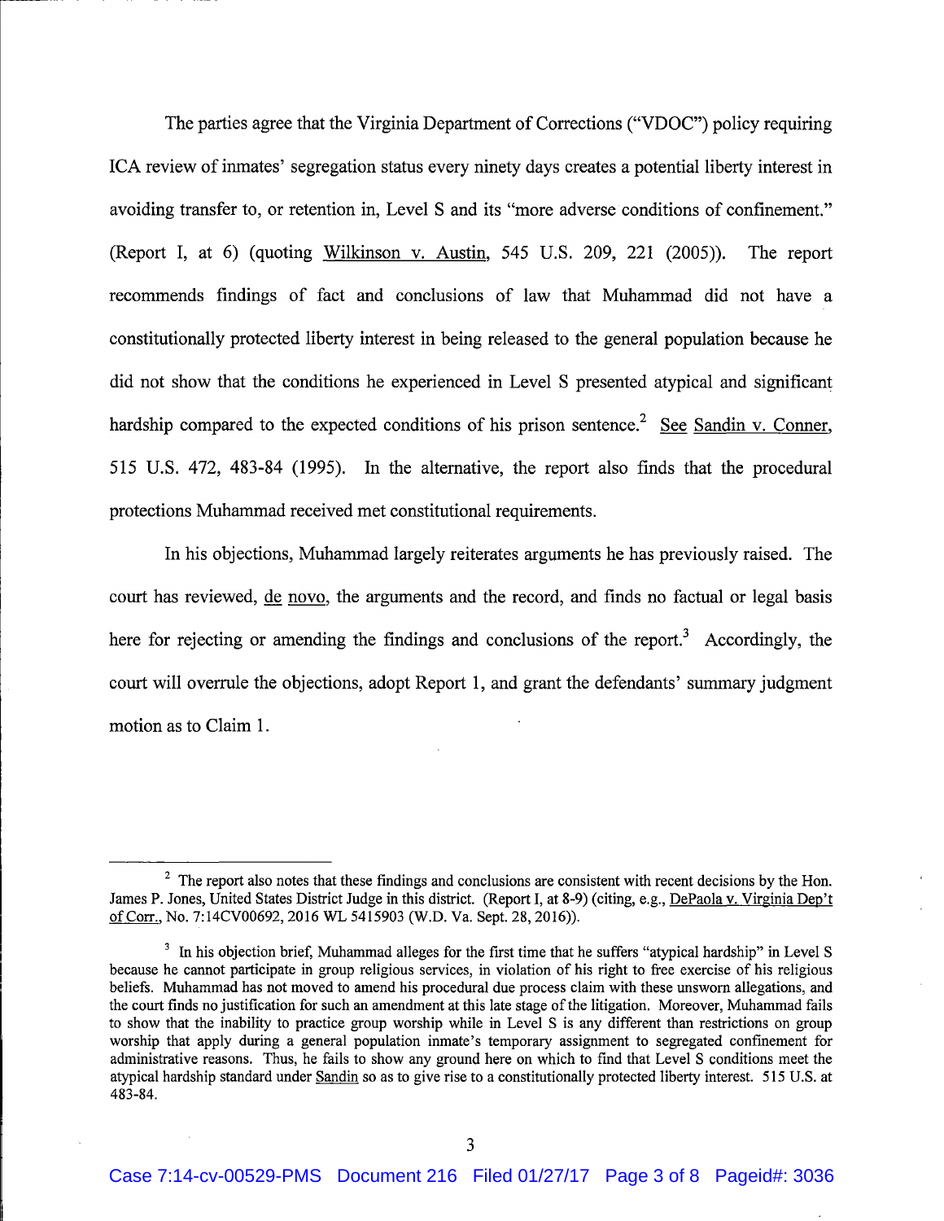The parties agree that the Virginia Department of Corrections ("VDOC") policy requiring ICA review of inmates' segregation status every ninety days creates a potential liberty interest in avoiding transfer to, or retention in, Level S and its "more adverse conditions of confinement." (Report I, at 6) (quoting Wilkinson v. Austin, 545 U.S. 209, 221 (2005)). The report recommends findings of fact and conclusions of law that Muhammad did not have a constitutionally protected liberty interest in being released to the general population because he did not show that the conditions he experienced in Level S presented atypical and significant hardship compared to the expected conditions of his prison sentence.[2] See Sandin v. Conner, 515 U.S. 472, 483-84 (1995). In the alternative, the report also finds that the procedural protections Muhammad received met constitutional requirements.

In his objections, Muhammad largely reiterates arguments he has previously raised. The court has reviewed, de novo, the arguments and the record, and finds no factual or legal basis here for rejecting or amending the findings and conclusions of the report.[3] Accordingly, the court will overrule the objections, adopt Report 1, and grant the defendants' summary judgment motion as to Claim 1.

---

[2] The report also notes that these findings and conclusions are consistent with recent decisions by the Hon. James P. Jones, United States District Judge in this district. (Report I, at 8-9) (citing, e.g., DePaola v. Virginia Dep't of Corr., No. 7:14CV00692, 2016 WL 5415903 (W.D. Va. Sept. 28, 2016)).

[3] In his objection brief, Muhammad alleges for the first time that he suffers "atypical hardship" in Level S because he cannot participate in group religious services, in violation of his right to free exercise of his religious beliefs. Muhammad has not moved to amend his procedural due process claim with these unsworn allegations, and the court finds no justification for such an amendment at this late stage of the litigation. Moreover, Muhammad fails to show that the inability to practice group worship while in Level S is any different than restrictions on group worship that apply during a general population inmate's temporary assignment to segregated confinement for administrative reasons. Thus, he fails to show any ground here on which to find that Level S conditions meet the atypical hardship standard under Sandin so as to give rise to a constitutionally protected liberty interest. 515 U.S. at 483-84.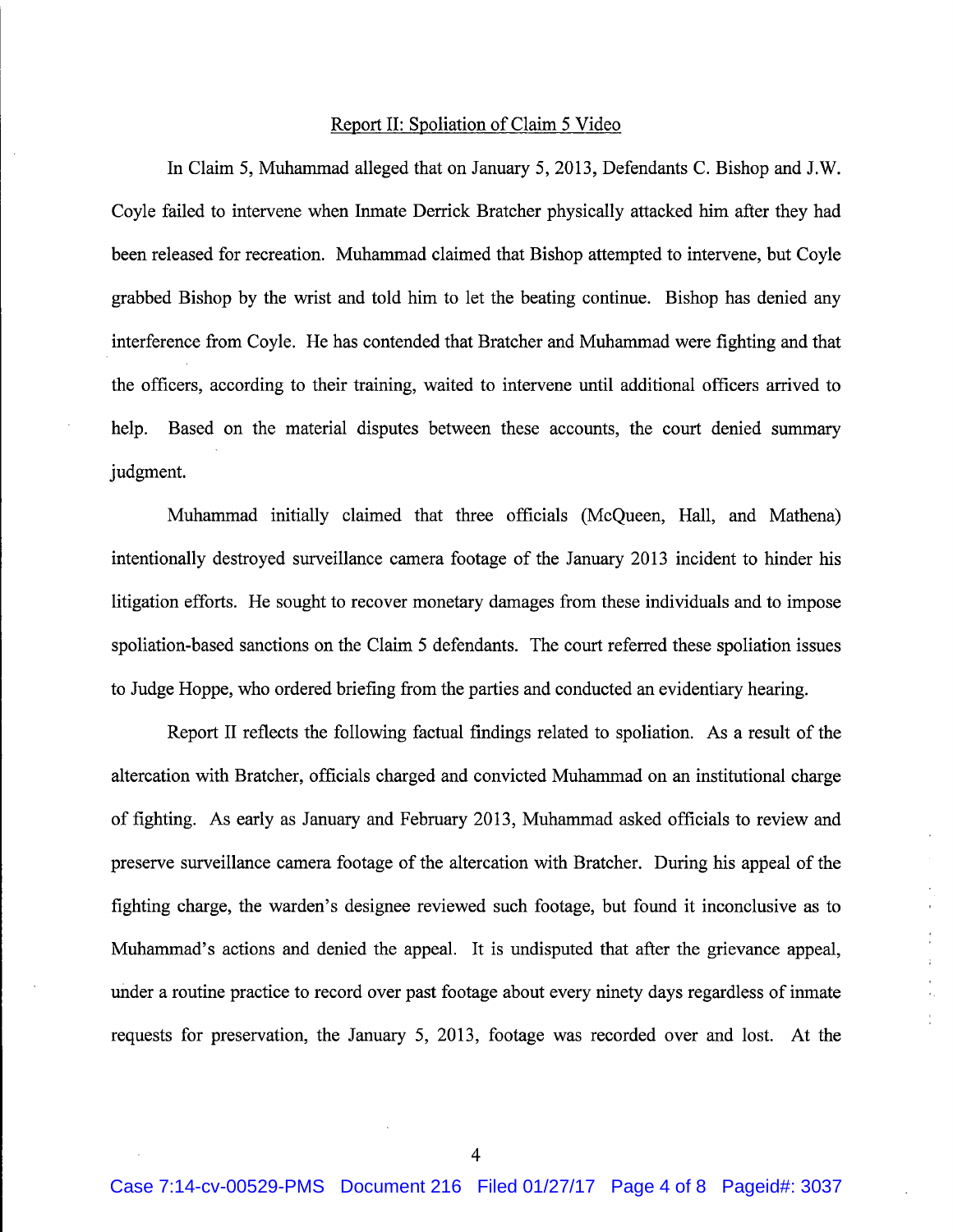Report II: Spoliation of Claim 5 Video

In Claim 5, Muhammad alleged that on January 5, 2013, Defendants C. Bishop and J.W. Coyle failed to intervene when Inmate Derrick Bratcher physically attacked him after they had been released for recreation. Muhammad claimed that Bishop attempted to intervene, but Coyle grabbed Bishop by the wrist and told him to let the beating continue. Bishop has denied any interference from Coyle. He has contended that Bratcher and Muhammad were fighting and that the officers, according to their training, waited to intervene until additional officers arrived to help. Based on the material disputes between these accounts, the court denied summary judgment.

Muhammad initially claimed that three officials (McQueen, Hall, and Mathena) intentionally destroyed surveillance camera footage of the January 2013 incident to hinder his litigation efforts. He sought to recover monetary damages from these individuals and to impose spoliation-based sanctions on the Claim 5 defendants. The court referred these spoliation issues to Judge Hoppe, who ordered briefing from the parties and conducted an evidentiary hearing.

Report II reflects the following factual findings related to spoliation. As a result of the altercation with Bratcher, officials charged and convicted Muhammad on an institutional charge of fighting. As early as January and February 2013, Muhammad asked officials to review and preserve surveillance camera footage of the altercation with Bratcher. During his appeal of the fighting charge, the warden's designee reviewed such footage, but found it inconclusive as to Muhammad's actions and denied the appeal. It is undisputed that after the grievance appeal, under a routine practice to record over past footage about every ninety days regardless of inmate requests for preservation, the January 5, 2013, footage was recorded over and lost. At the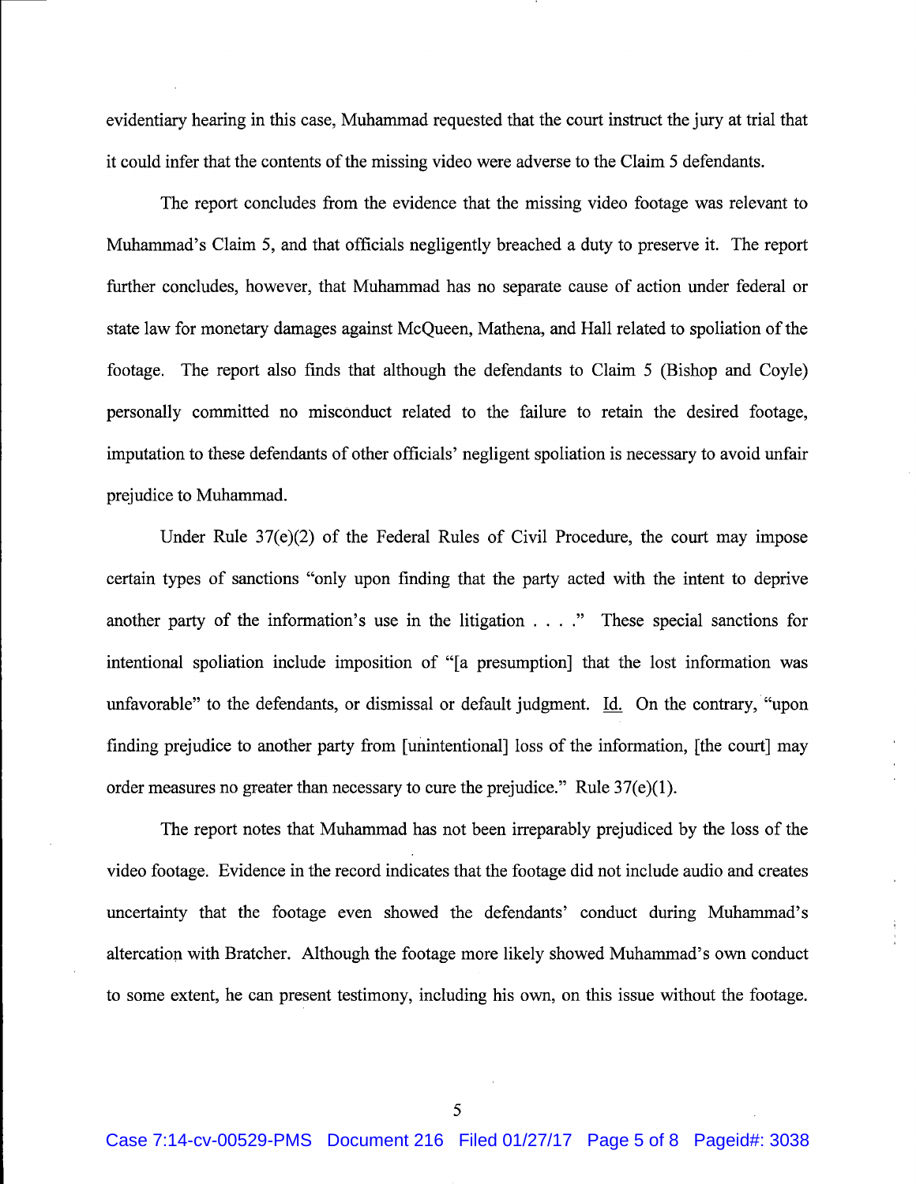evidentiary hearing in this case, Muhammad requested that the court instruct the jury at trial that it could infer that the contents of the missing video were adverse to the Claim 5 defendants.

The report concludes from the evidence that the missing video footage was relevant to Muhammad's Claim 5, and that officials negligently breached a duty to preserve it. The report further concludes, however, that Muhammad has no separate cause of action under federal or state law for monetary damages against McQueen, Mathena, and Hall related to spoliation of the footage. The report also finds that although the defendants to Claim 5 (Bishop and Coyle) personally committed no misconduct related to the failure to retain the desired footage, imputation to these defendants of other officials' negligent spoliation is necessary to avoid unfair prejudice to Muhammad.

Under Rule 37(e)(2) of the Federal Rules of Civil Procedure, the court may impose certain types of sanctions "only upon finding that the party acted with the intent to deprive another party of the information's use in the litigation . . . ." These special sanctions for intentional spoliation include imposition of "[a presumption] that the lost information was unfavorable" to the defendants, or dismissal or default judgment. Id. On the contrary, "upon finding prejudice to another party from [unintentional] loss of the information, [the court] may order measures no greater than necessary to cure the prejudice." Rule 37(e)(1).

The report notes that Muhammad has not been irreparably prejudiced by the loss of the video footage. Evidence in the record indicates that the footage did not include audio and creates uncertainty that the footage even showed the defendants' conduct during Muhammad's altercation with Bratcher. Although the footage more likely showed Muhammad's own conduct to some extent, he can present testimony, including his own, on this issue without the footage.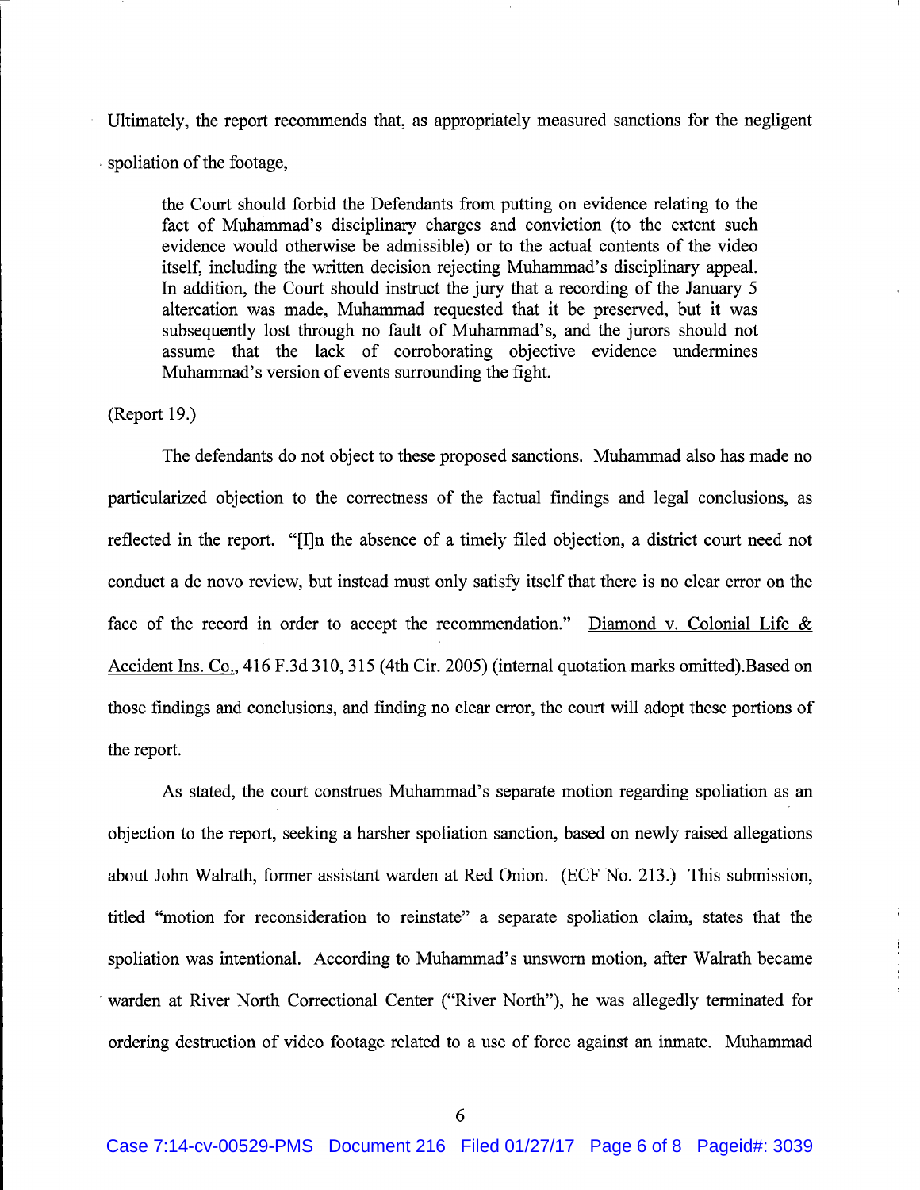Ultimately, the report recommends that, as appropriately measured sanctions for the negligent spoliation of the footage,

> the Court should forbid the Defendants from putting on evidence relating to the fact of Muhammad's disciplinary charges and conviction (to the extent such evidence would otherwise be admissible) or to the actual contents of the video itself, including the written decision rejecting Muhammad's disciplinary appeal. In addition, the Court should instruct the jury that a recording of the January 5 altercation was made, Muhammad requested that it be preserved, but it was subsequently lost through no fault of Muhammad's, and the jurors should not assume that the lack of corroborating objective evidence undermines Muhammad's version of events surrounding the fight.

(Report 19.)

The defendants do not object to these proposed sanctions. Muhammad also has made no particularized objection to the correctness of the factual findings and legal conclusions, as reflected in the report. "[I]n the absence of a timely filed objection, a district court need not conduct a de novo review, but instead must only satisfy itself that there is no clear error on the face of the record in order to accept the recommendation." Diamond v. Colonial Life & Accident Ins. Co., 416 F.3d 310, 315 (4th Cir. 2005) (internal quotation marks omitted).Based on those findings and conclusions, and finding no clear error, the court will adopt these portions of the report.

As stated, the court construes Muhammad's separate motion regarding spoliation as an objection to the report, seeking a harsher spoliation sanction, based on newly raised allegations about John Walrath, former assistant warden at Red Onion. (ECF No. 213.) This submission, titled "motion for reconsideration to reinstate" a separate spoliation claim, states that the spoliation was intentional. According to Muhammad's unsworn motion, after Walrath became warden at River North Correctional Center ("River North"), he was allegedly terminated for ordering destruction of video footage related to a use of force against an inmate. Muhammad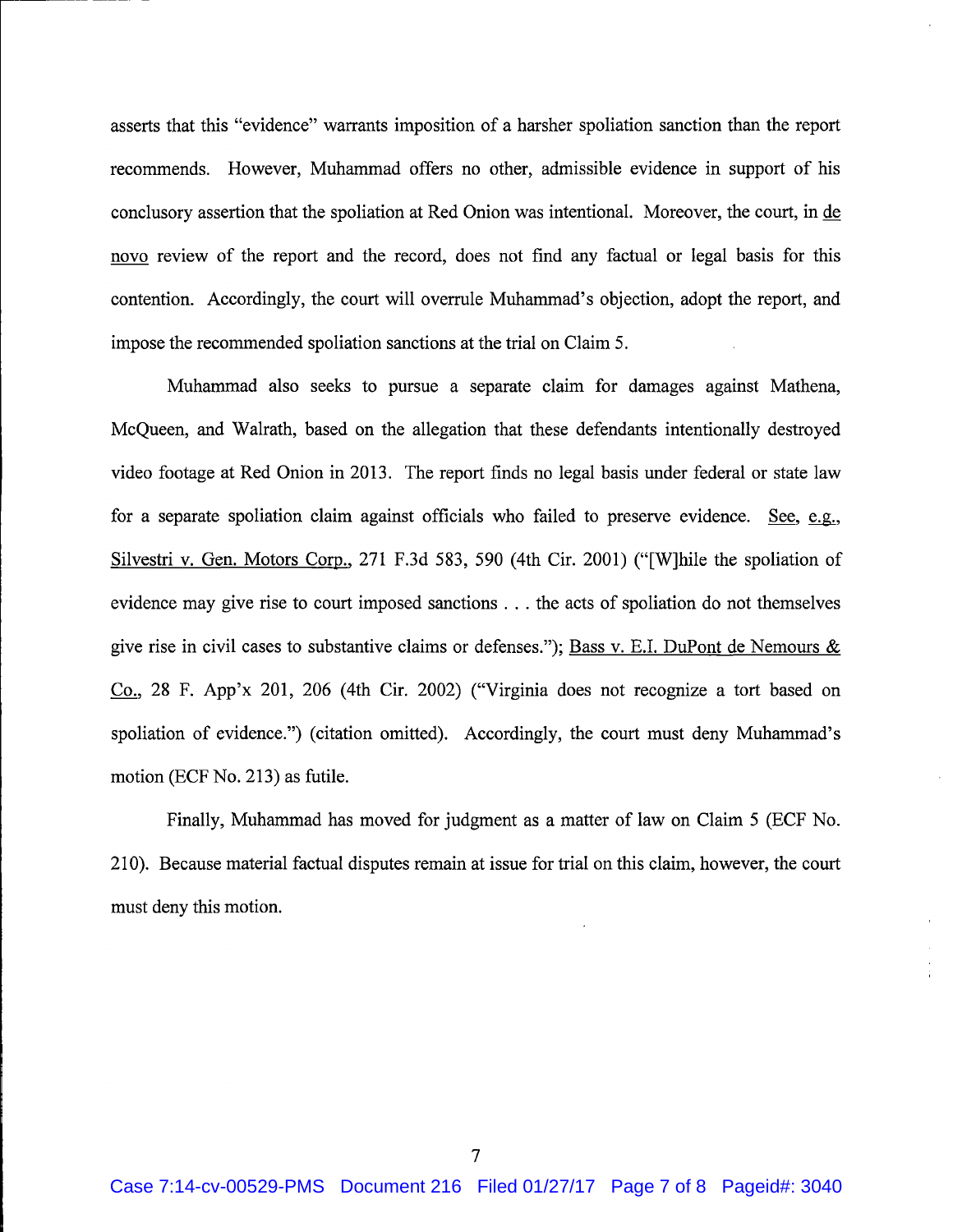asserts that this "evidence" warrants imposition of a harsher spoliation sanction than the report recommends. However, Muhammad offers no other, admissible evidence in support of his conclusory assertion that the spoliation at Red Onion was intentional. Moreover, the court, in de novo review of the report and the record, does not find any factual or legal basis for this contention. Accordingly, the court will overrule Muhammad's objection, adopt the report, and impose the recommended spoliation sanctions at the trial on Claim 5.

Muhammad also seeks to pursue a separate claim for damages against Mathena, McQueen, and Walrath, based on the allegation that these defendants intentionally destroyed video footage at Red Onion in 2013. The report finds no legal basis under federal or state law for a separate spoliation claim against officials who failed to preserve evidence. See, e.g., Silvestri v. Gen. Motors Corp., 271 F.3d 583, 590 (4th Cir. 2001) ("[W]hile the spoliation of evidence may give rise to court imposed sanctions . . . the acts of spoliation do not themselves give rise in civil cases to substantive claims or defenses."); Bass v. E.I. DuPont de Nemours & Co., 28 F. App'x 201, 206 (4th Cir. 2002) ("Virginia does not recognize a tort based on spoliation of evidence.") (citation omitted). Accordingly, the court must deny Muhammad's motion (ECF No. 213) as futile.

Finally, Muhammad has moved for judgment as a matter of law on Claim 5 (ECF No. 210). Because material factual disputes remain at issue for trial on this claim, however, the court must deny this motion.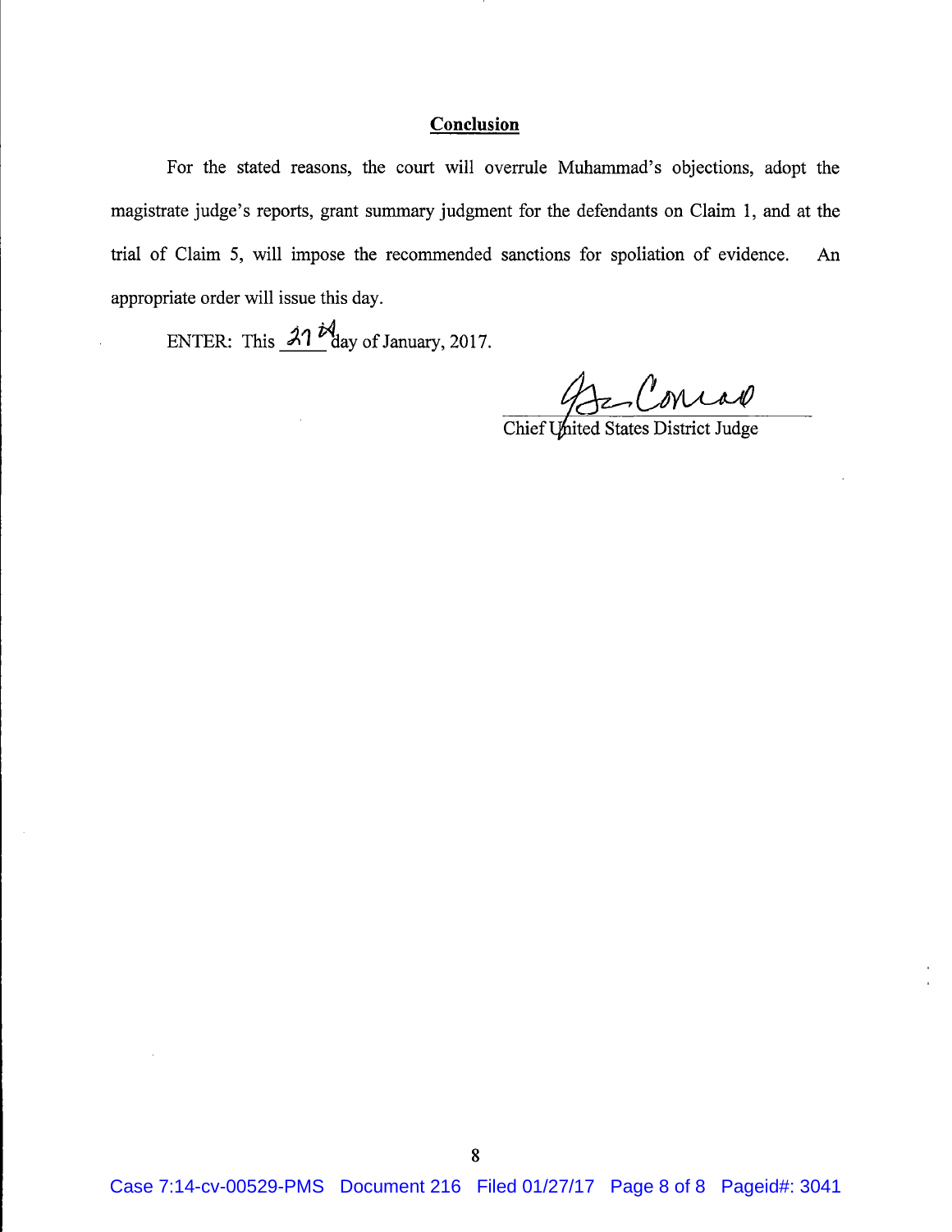## Conclusion

For the stated reasons, the court will overrule Muhammad's objections, adopt the magistrate judge's reports, grant summary judgment for the defendants on Claim 1, and at the trial of Claim 5, will impose the recommended sanctions for spoliation of evidence. An appropriate order will issue this day.

ENTER: This 27th day of January, 2017.

Chief United States District Judge